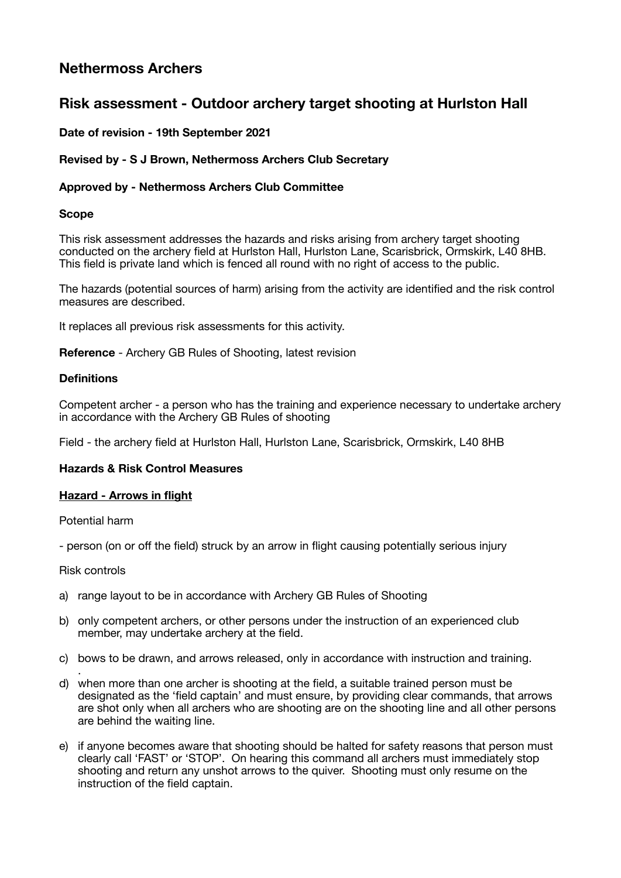# Nethermoss Archers

## Risk assessment - Outdoor archery target shooting at Hurlston Hall

**Date of revision - 19th September 2021**

**Revised by - S J Brown, Nethermoss Archers Club Secretary**

**Approved by - Nethermoss Archers Club Committee**

**Scope**

This risk assessment addresses the hazards and risks arising from archery target shooting conducted on the archery field at Hurlston Hall, Hurlston Lane, Scarisbrick, Ormskirk, L40 8HB. This field is private land which is fenced all round with no right of access to the public.

The hazards (potential sources of harm) arising from the activity are identified and the risk control measures are described.

It replaces all previous risk assessments for this activity.

**Reference** - Archery GB Rules of Shooting, latest revision

**Definitions**

Competent archer - a person who has the training and experience necessary to undertake archery in accordance with the Archery GB Rules of shooting

Field - the archery field at Hurlston Hall, Hurlston Lane, Scarisbrick, Ormskirk, L40 8HB

**Hazards & Risk Control Measures**

**<u>Hazard - Arrows in flight</u>**

Potential harm

- person (on or off the field) struck by an arrow in flight causing potentially serious injury

Risk controls

a) range layout to be in accordance with Archery GB Rules of Shooting

b) only competent archers, or other persons under the instruction of an experienced club member, may undertake archery at the field.

c) bows to be drawn, and arrows released, only in accordance with instruction and training.

d) when more than one archer is shooting at the field, a suitable trained person must be designated as the 'field captain' and must ensure, by providing clear commands, that arrows are shot only when all archers who are shooting are on the shooting line and all other persons are behind the waiting line.

e) if anyone becomes aware that shooting should be halted for safety reasons that person must clearly call 'FAST' or 'STOP'. On hearing this command all archers must immediately stop shooting and return any unshot arrows to the quiver. Shooting must only resume on the instruction of the field captain.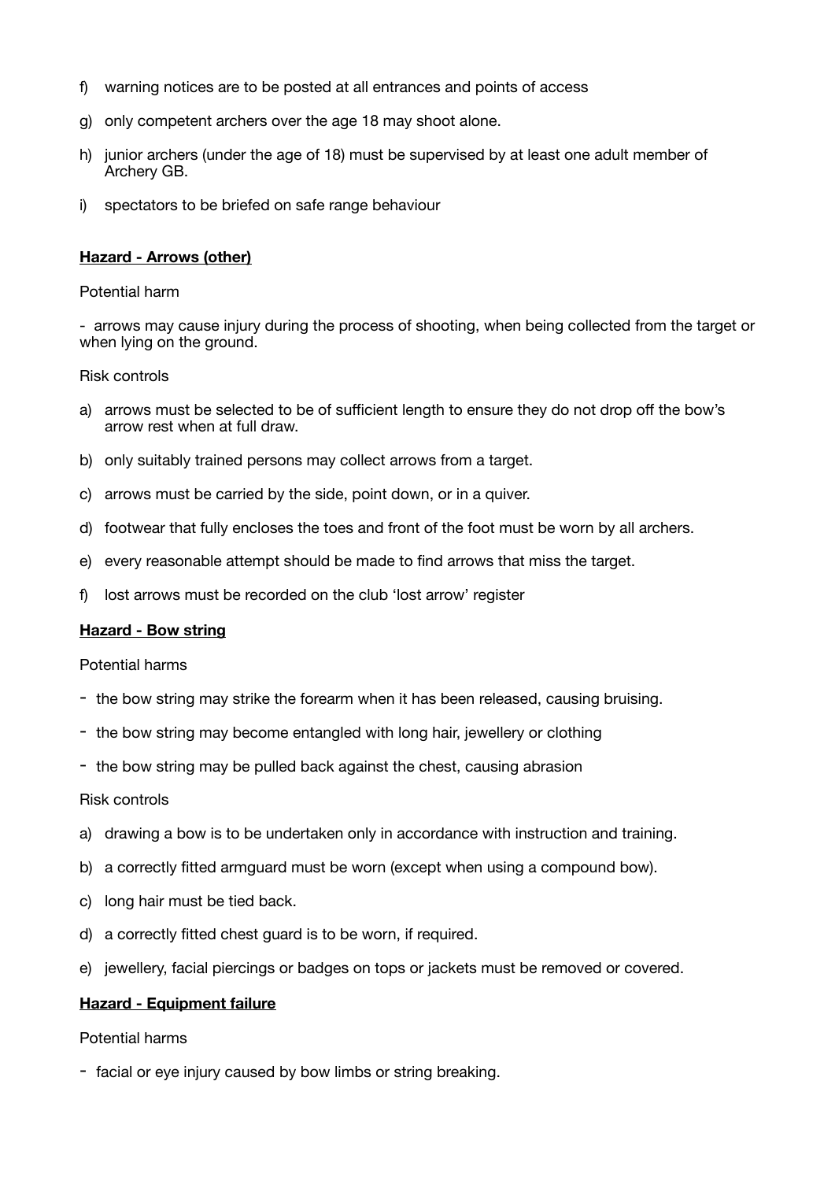f) warning notices are to be posted at all entrances and points of access

g) only competent archers over the age 18 may shoot alone.

h) junior archers (under the age of 18) must be supervised by at least one adult member of Archery GB.

i) spectators to be briefed on safe range behaviour

**<u>Hazard - Arrows (other)</u>**

Potential harm

- arrows may cause injury during the process of shooting, when being collected from the target or when lying on the ground.

Risk controls

a) arrows must be selected to be of sufficient length to ensure they do not drop off the bow's arrow rest when at full draw.

b) only suitably trained persons may collect arrows from a target.

c) arrows must be carried by the side, point down, or in a quiver.

d) footwear that fully encloses the toes and front of the foot must be worn by all archers.

e) every reasonable attempt should be made to find arrows that miss the target.

f) lost arrows must be recorded on the club 'lost arrow' register

**<u>Hazard - Bow string</u>**

Potential harms

- the bow string may strike the forearm when it has been released, causing bruising.
- the bow string may become entangled with long hair, jewellery or clothing
- the bow string may be pulled back against the chest, causing abrasion

Risk controls

a) drawing a bow is to be undertaken only in accordance with instruction and training.

b) a correctly fitted armguard must be worn (except when using a compound bow).

c) long hair must be tied back.

d) a correctly fitted chest guard is to be worn, if required.

e) jewellery, facial piercings or badges on tops or jackets must be removed or covered.

**<u>Hazard - Equipment failure</u>**

Potential harms

- facial or eye injury caused by bow limbs or string breaking.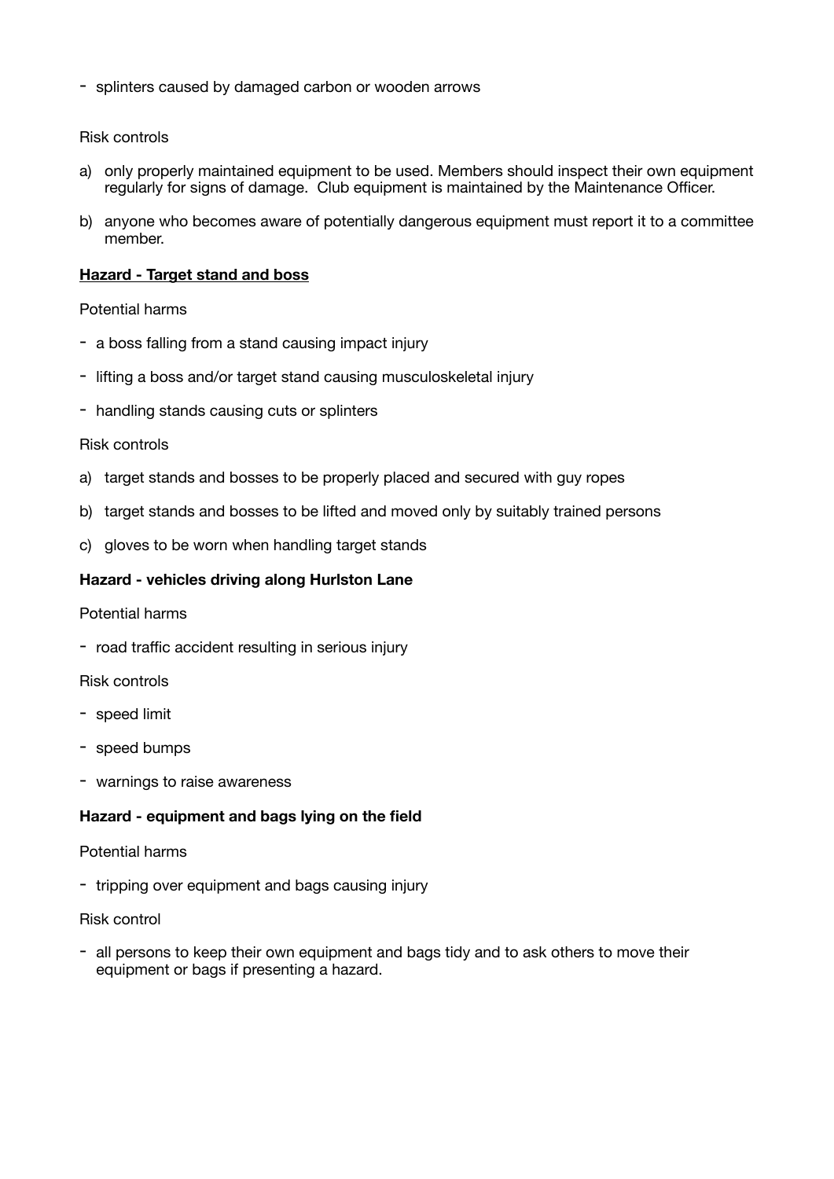- splinters caused by damaged carbon or wooden arrows

Risk controls

a) only properly maintained equipment to be used. Members should inspect their own equipment regularly for signs of damage. Club equipment is maintained by the Maintenance Officer.

b) anyone who becomes aware of potentially dangerous equipment must report it to a committee member.

**<u>Hazard - Target stand and boss</u>**

Potential harms

- a boss falling from a stand causing impact injury
- lifting a boss and/or target stand causing musculoskeletal injury
- handling stands causing cuts or splinters

Risk controls

a) target stands and bosses to be properly placed and secured with guy ropes

b) target stands and bosses to be lifted and moved only by suitably trained persons

c) gloves to be worn when handling target stands

**Hazard - vehicles driving along Hurlston Lane**

Potential harms

- road traffic accident resulting in serious injury

Risk controls

- speed limit
- speed bumps
- warnings to raise awareness

**Hazard - equipment and bags lying on the field**

Potential harms

- tripping over equipment and bags causing injury

Risk control

- all persons to keep their own equipment and bags tidy and to ask others to move their equipment or bags if presenting a hazard.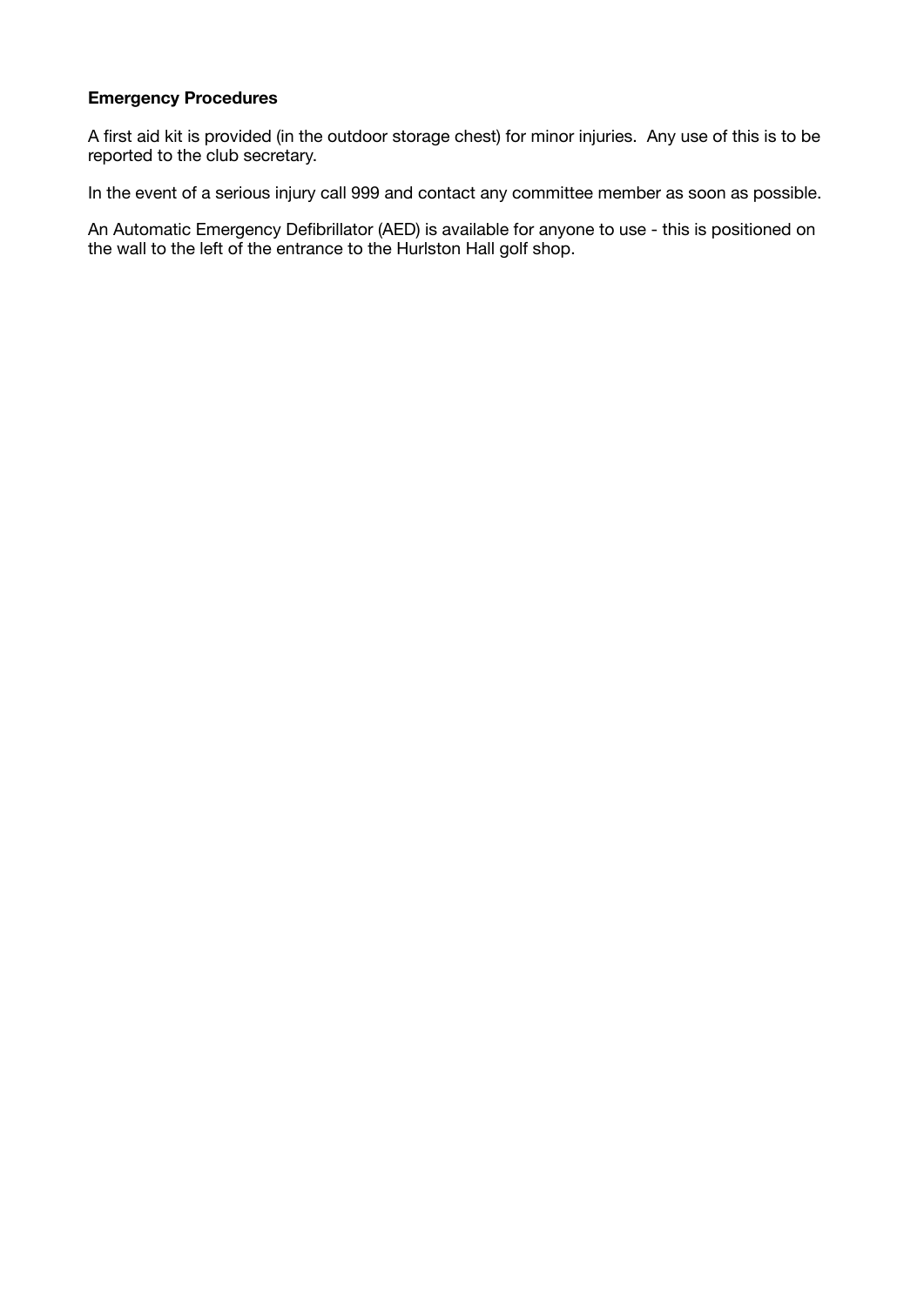**Emergency Procedures**

A first aid kit is provided (in the outdoor storage chest) for minor injuries.  Any use of this is to be reported to the club secretary.

In the event of a serious injury call 999 and contact any committee member as soon as possible.

An Automatic Emergency Defibrillator (AED) is available for anyone to use - this is positioned on the wall to the left of the entrance to the Hurlston Hall golf shop.